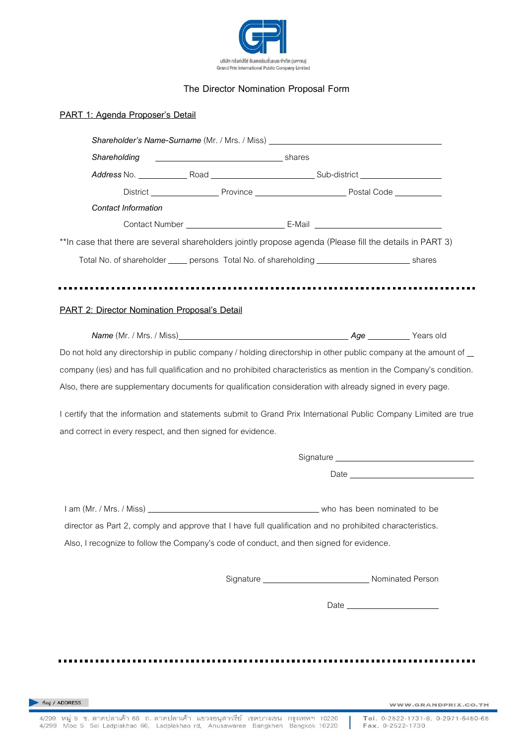บริษัท กรังด์ปรีซ์ อินเตอร์เนชั่นแนล จำกัด (มหาชน)
Grand Prix International Public Company Limited

# The Director Nomination Proposal Form

## PART 1: Agenda Proposer's Detail

*Shareholder's Name-Surname* (Mr. / Mrs. / Miss) ______________________________

*Shareholding* ______________________ shares

*Address* No. __________ Road ____________________ Sub-district ________________

District ______________ Province __________________ Postal Code __________

*Contact Information*

Contact Number ____________________ E-Mail ________________________

**In case that there are several shareholders jointly propose agenda (Please fill the details in PART 3)

Total No. of shareholder ____ persons Total No. of shareholding ____________________ shares

---

## PART 2: Director Nomination Proposal's Detail

*Name* (Mr. / Mrs. / Miss)______________________________ *Age* ________ Years old

Do not hold any directorship in public company / holding directorship in other public company at the amount of __ company (ies) and has full qualification and no prohibited characteristics as mention in the Company's condition. Also, there are supplementary documents for qualification consideration with already signed in every page.

I certify that the information and statements submit to Grand Prix International Public Company Limited are true and correct in every respect, and then signed for evidence.

Signature ____________________________

Date ____________________________

I am (Mr. / Mrs. / Miss) ______________________________ who has been nominated to be director as Part 2, comply and approve that I have full qualification and no prohibited characteristics. Also, I recognize to follow the Company's code of conduct, and then signed for evidence.

Signature ______________________ Nominated Person

Date ____________________

---

ที่อยู่ / ADDRESS

4/299 หมู่ 5 ซ. ลาดปลาเค้า 66 ถ. ลาดปลาเค้า แขวงอนุสาวรีย์ เขตบางเขน กรุงเทพฯ 10220
4/299 Moo 5 Soi Ladplakhao 66, Ladplakhao rd, Anusawaree Bangkhen Bangkok 10220

Tel. 0-2522-1731-8, 0-2971-6450-65
Fax. 0-2522-1730

WWW.GRANDPRIX.CO.TH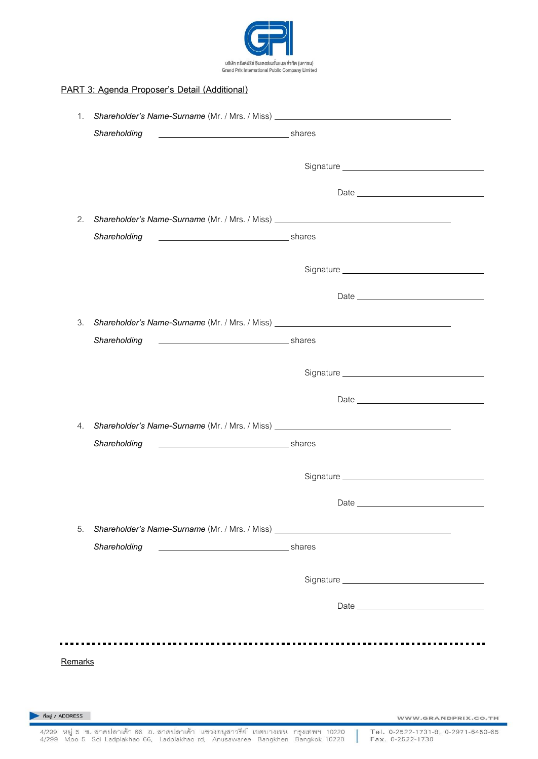PART 3: Agenda Proposer's Detail (Additional)

1. *Shareholder's Name-Surname* (Mr. / Mrs. / Miss) ______________________________

   *Shareholding* ______________________ shares

   Signature ______________________

   Date ______________________

2. *Shareholder's Name-Surname* (Mr. / Mrs. / Miss) ______________________________

   *Shareholding* ______________________ shares

   Signature ______________________

   Date ______________________

3. *Shareholder's Name-Surname* (Mr. / Mrs. / Miss) ______________________________

   *Shareholding* ______________________ shares

   Signature ______________________

   Date ______________________

4. *Shareholder's Name-Surname* (Mr. / Mrs. / Miss) ______________________________

   *Shareholding* ______________________ shares

   Signature ______________________

   Date ______________________

5. *Shareholder's Name-Surname* (Mr. / Mrs. / Miss) ______________________________

   *Shareholding* ______________________ shares

   Signature ______________________

   Date ______________________

---

Remarks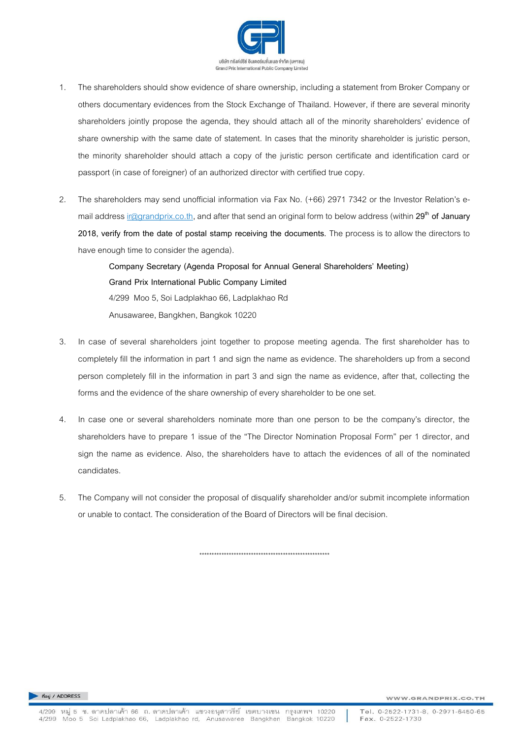1. The shareholders should show evidence of share ownership, including a statement from Broker Company or others documentary evidences from the Stock Exchange of Thailand. However, if there are several minority shareholders jointly propose the agenda, they should attach all of the minority shareholders' evidence of share ownership with the same date of statement. In cases that the minority shareholder is juristic person, the minority shareholder should attach a copy of the juristic person certificate and identification card or passport (in case of foreigner) of an authorized director with certified true copy.

2. The shareholders may send unofficial information via Fax No. (+66) 2971 7342 or the Investor Relation's e-mail address ir@grandprix.co.th, and after that send an original form to below address (within **29th of January 2018, verify from the date of postal stamp receiving the documents.** The process is to allow the directors to have enough time to consider the agenda).

   **Company Secretary (Agenda Proposal for Annual General Shareholders' Meeting)**
   **Grand Prix International Public Company Limited**
   4/299 Moo 5, Soi Ladplakhao 66, Ladplakhao Rd
   Anusawaree, Bangkhen, Bangkok 10220

3. In case of several shareholders joint together to propose meeting agenda. The first shareholder has to completely fill the information in part 1 and sign the name as evidence. The shareholders up from a second person completely fill in the information in part 3 and sign the name as evidence, after that, collecting the forms and the evidence of the share ownership of every shareholder to be one set.

4. In case one or several shareholders nominate more than one person to be the company's director, the shareholders have to prepare 1 issue of the "The Director Nomination Proposal Form" per 1 director, and sign the name as evidence. Also, the shareholders have to attach the evidences of all of the nominated candidates.

5. The Company will not consider the proposal of disqualify shareholder and/or submit incomplete information or unable to contact. The consideration of the Board of Directors will be final decision.

******************************************************